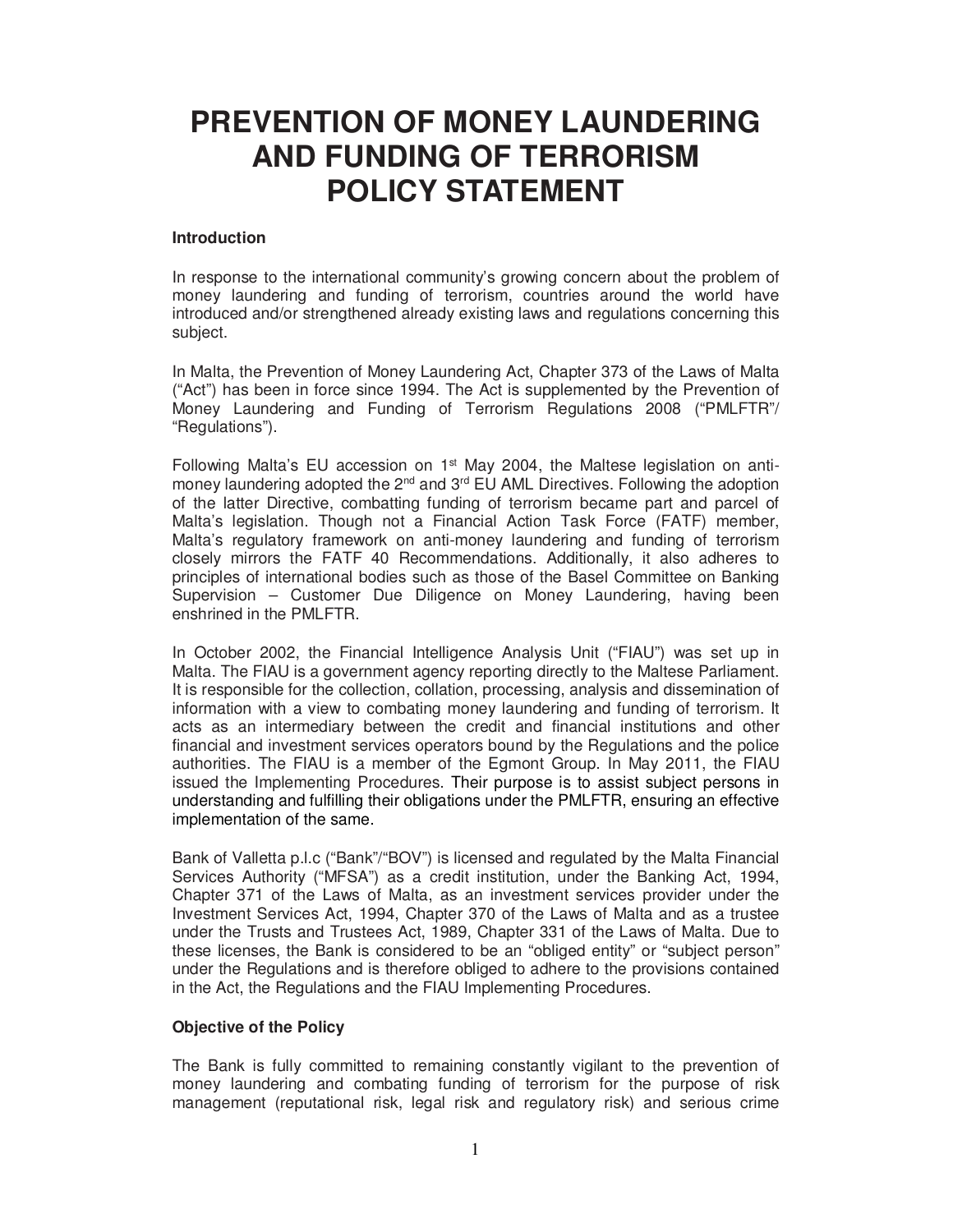# PREVENTION OF MONEY LAUNDERING AND FUNDING OF TERRORISM POLICY STATEMENT

### Introduction

In response to the international community's growing concern about the problem of money laundering and funding of terrorism, countries around the world have introduced and/or strengthened already existing laws and regulations concerning this subject.

In Malta, the Prevention of Money Laundering Act, Chapter 373 of the Laws of Malta ("Act") has been in force since 1994. The Act is supplemented by the Prevention of Money Laundering and Funding of Terrorism Regulations 2008 ("PMLFTR"/ "Regulations").

Following Malta's EU accession on 1st May 2004, the Maltese legislation on anti-money laundering adopted the 2nd and 3rd EU AML Directives. Following the adoption of the latter Directive, combatting funding of terrorism became part and parcel of Malta's legislation. Though not a Financial Action Task Force (FATF) member, Malta's regulatory framework on anti-money laundering and funding of terrorism closely mirrors the FATF 40 Recommendations. Additionally, it also adheres to principles of international bodies such as those of the Basel Committee on Banking Supervision – Customer Due Diligence on Money Laundering, having been enshrined in the PMLFTR.

In October 2002, the Financial Intelligence Analysis Unit ("FIAU") was set up in Malta. The FIAU is a government agency reporting directly to the Maltese Parliament. It is responsible for the collection, collation, processing, analysis and dissemination of information with a view to combating money laundering and funding of terrorism. It acts as an intermediary between the credit and financial institutions and other financial and investment services operators bound by the Regulations and the police authorities. The FIAU is a member of the Egmont Group. In May 2011, the FIAU issued the Implementing Procedures. Their purpose is to assist subject persons in understanding and fulfilling their obligations under the PMLFTR, ensuring an effective implementation of the same.

Bank of Valletta p.l.c ("Bank"/"BOV") is licensed and regulated by the Malta Financial Services Authority ("MFSA") as a credit institution, under the Banking Act, 1994, Chapter 371 of the Laws of Malta, as an investment services provider under the Investment Services Act, 1994, Chapter 370 of the Laws of Malta and as a trustee under the Trusts and Trustees Act, 1989, Chapter 331 of the Laws of Malta. Due to these licenses, the Bank is considered to be an "obliged entity" or "subject person" under the Regulations and is therefore obliged to adhere to the provisions contained in the Act, the Regulations and the FIAU Implementing Procedures.

### Objective of the Policy

The Bank is fully committed to remaining constantly vigilant to the prevention of money laundering and combating funding of terrorism for the purpose of risk management (reputational risk, legal risk and regulatory risk) and serious crime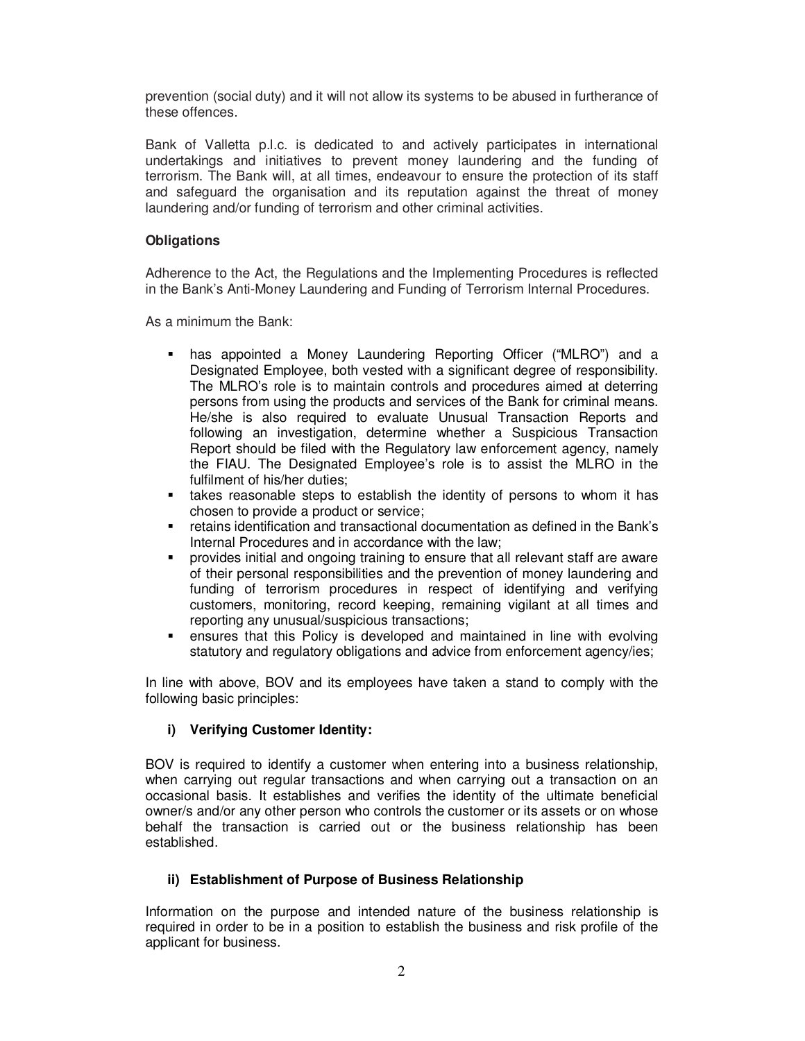prevention (social duty) and it will not allow its systems to be abused in furtherance of these offences.

Bank of Valletta p.l.c. is dedicated to and actively participates in international undertakings and initiatives to prevent money laundering and the funding of terrorism. The Bank will, at all times, endeavour to ensure the protection of its staff and safeguard the organisation and its reputation against the threat of money laundering and/or funding of terrorism and other criminal activities.

**Obligations**

Adherence to the Act, the Regulations and the Implementing Procedures is reflected in the Bank's Anti-Money Laundering and Funding of Terrorism Internal Procedures.

As a minimum the Bank:

- has appointed a Money Laundering Reporting Officer ("MLRO") and a Designated Employee, both vested with a significant degree of responsibility. The MLRO's role is to maintain controls and procedures aimed at deterring persons from using the products and services of the Bank for criminal means. He/she is also required to evaluate Unusual Transaction Reports and following an investigation, determine whether a Suspicious Transaction Report should be filed with the Regulatory law enforcement agency, namely the FIAU. The Designated Employee's role is to assist the MLRO in the fulfilment of his/her duties;
- takes reasonable steps to establish the identity of persons to whom it has chosen to provide a product or service;
- retains identification and transactional documentation as defined in the Bank's Internal Procedures and in accordance with the law;
- provides initial and ongoing training to ensure that all relevant staff are aware of their personal responsibilities and the prevention of money laundering and funding of terrorism procedures in respect of identifying and verifying customers, monitoring, record keeping, remaining vigilant at all times and reporting any unusual/suspicious transactions;
- ensures that this Policy is developed and maintained in line with evolving statutory and regulatory obligations and advice from enforcement agency/ies;

In line with above, BOV and its employees have taken a stand to comply with the following basic principles:

**i) Verifying Customer Identity:**

BOV is required to identify a customer when entering into a business relationship, when carrying out regular transactions and when carrying out a transaction on an occasional basis. It establishes and verifies the identity of the ultimate beneficial owner/s and/or any other person who controls the customer or its assets or on whose behalf the transaction is carried out or the business relationship has been established.

**ii) Establishment of Purpose of Business Relationship**

Information on the purpose and intended nature of the business relationship is required in order to be in a position to establish the business and risk profile of the applicant for business.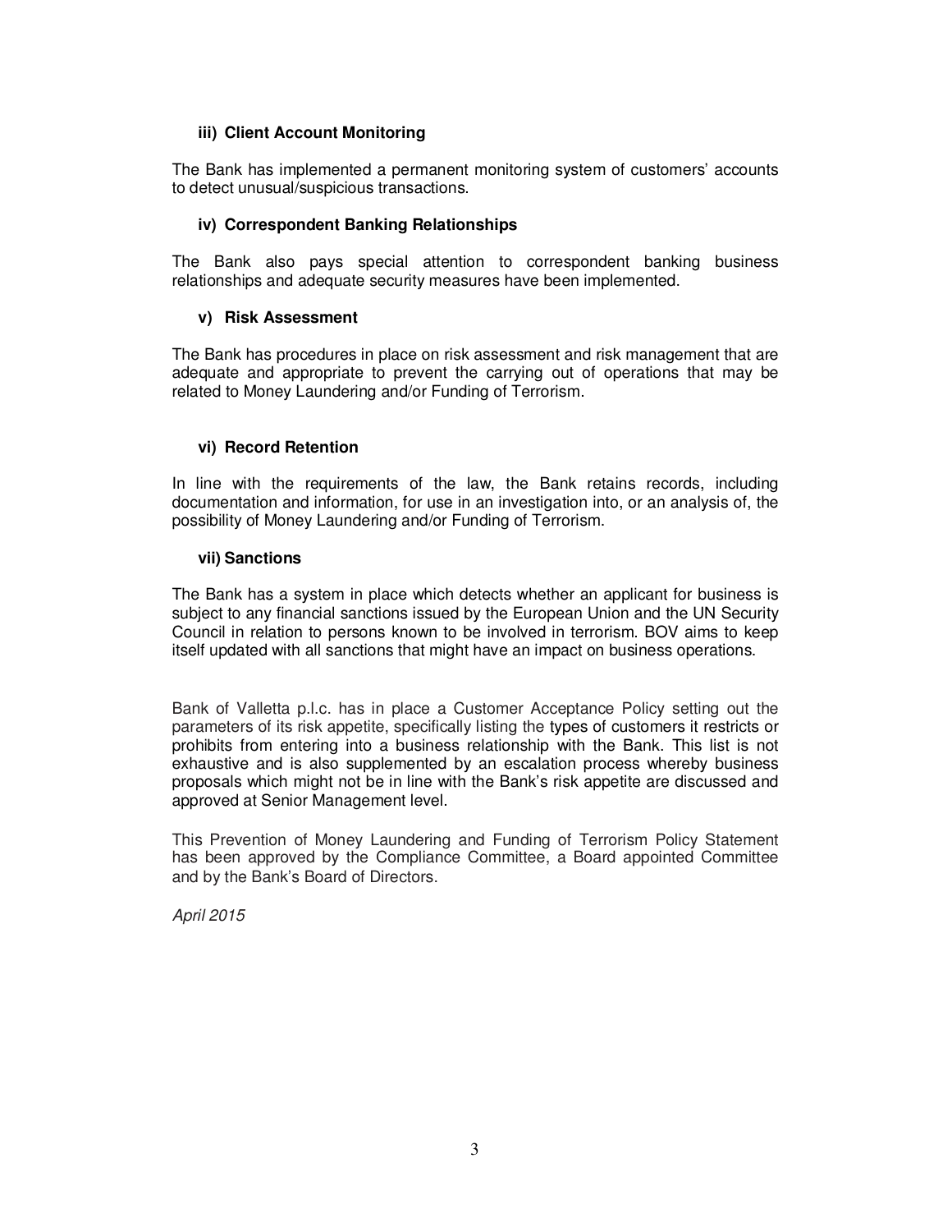### iii) Client Account Monitoring

The Bank has implemented a permanent monitoring system of customers' accounts to detect unusual/suspicious transactions.

### iv) Correspondent Banking Relationships

The Bank also pays special attention to correspondent banking business relationships and adequate security measures have been implemented.

### v) Risk Assessment

The Bank has procedures in place on risk assessment and risk management that are adequate and appropriate to prevent the carrying out of operations that may be related to Money Laundering and/or Funding of Terrorism.

### vi) Record Retention

In line with the requirements of the law, the Bank retains records, including documentation and information, for use in an investigation into, or an analysis of, the possibility of Money Laundering and/or Funding of Terrorism.

### vii) Sanctions

The Bank has a system in place which detects whether an applicant for business is subject to any financial sanctions issued by the European Union and the UN Security Council in relation to persons known to be involved in terrorism. BOV aims to keep itself updated with all sanctions that might have an impact on business operations.

Bank of Valletta p.l.c. has in place a Customer Acceptance Policy setting out the parameters of its risk appetite, specifically listing the types of customers it restricts or prohibits from entering into a business relationship with the Bank. This list is not exhaustive and is also supplemented by an escalation process whereby business proposals which might not be in line with the Bank's risk appetite are discussed and approved at Senior Management level.

This Prevention of Money Laundering and Funding of Terrorism Policy Statement has been approved by the Compliance Committee, a Board appointed Committee and by the Bank's Board of Directors.

*April 2015*